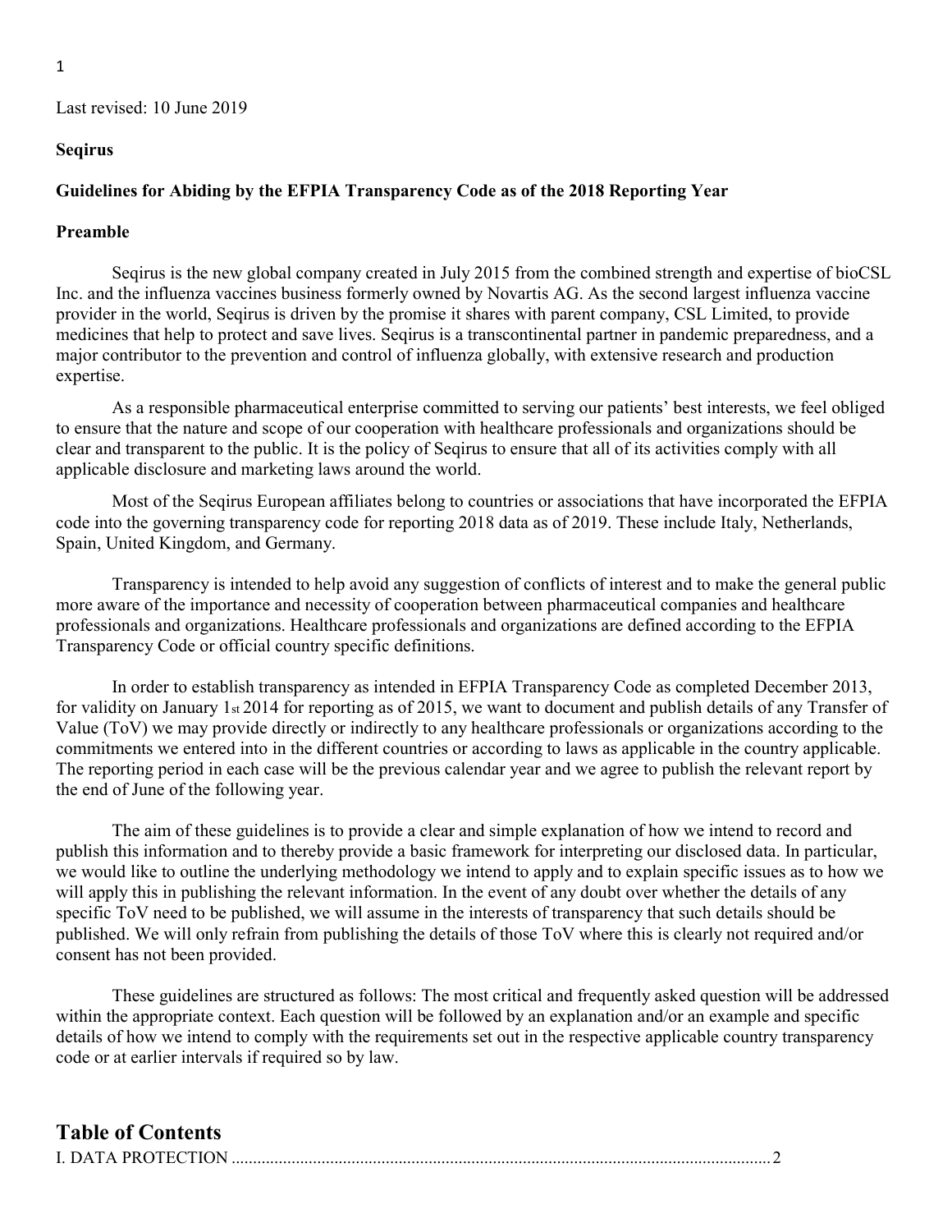Last revised: 10 June 2019

**Seqirus**

**Guidelines for Abiding by the EFPIA Transparency Code as of the 2018 Reporting Year**

**Preamble**

Seqirus is the new global company created in July 2015 from the combined strength and expertise of bioCSL Inc. and the influenza vaccines business formerly owned by Novartis AG. As the second largest influenza vaccine provider in the world, Seqirus is driven by the promise it shares with parent company, CSL Limited, to provide medicines that help to protect and save lives. Seqirus is a transcontinental partner in pandemic preparedness, and a major contributor to the prevention and control of influenza globally, with extensive research and production expertise.

As a responsible pharmaceutical enterprise committed to serving our patients' best interests, we feel obliged to ensure that the nature and scope of our cooperation with healthcare professionals and organizations should be clear and transparent to the public. It is the policy of Seqirus to ensure that all of its activities comply with all applicable disclosure and marketing laws around the world.

Most of the Seqirus European affiliates belong to countries or associations that have incorporated the EFPIA code into the governing transparency code for reporting 2018 data as of 2019. These include Italy, Netherlands, Spain, United Kingdom, and Germany.

Transparency is intended to help avoid any suggestion of conflicts of interest and to make the general public more aware of the importance and necessity of cooperation between pharmaceutical companies and healthcare professionals and organizations. Healthcare professionals and organizations are defined according to the EFPIA Transparency Code or official country specific definitions.

In order to establish transparency as intended in EFPIA Transparency Code as completed December 2013, for validity on January 1st 2014 for reporting as of 2015, we want to document and publish details of any Transfer of Value (ToV) we may provide directly or indirectly to any healthcare professionals or organizations according to the commitments we entered into in the different countries or according to laws as applicable in the country applicable. The reporting period in each case will be the previous calendar year and we agree to publish the relevant report by the end of June of the following year.

The aim of these guidelines is to provide a clear and simple explanation of how we intend to record and publish this information and to thereby provide a basic framework for interpreting our disclosed data. In particular, we would like to outline the underlying methodology we intend to apply and to explain specific issues as to how we will apply this in publishing the relevant information. In the event of any doubt over whether the details of any specific ToV need to be published, we will assume in the interests of transparency that such details should be published. We will only refrain from publishing the details of those ToV where this is clearly not required and/or consent has not been provided.

These guidelines are structured as follows: The most critical and frequently asked question will be addressed within the appropriate context. Each question will be followed by an explanation and/or an example and specific details of how we intend to comply with the requirements set out in the respective applicable country transparency code or at earlier intervals if required so by law.

# Table of Contents

I. DATA PROTECTION ............................................................................................................................ 2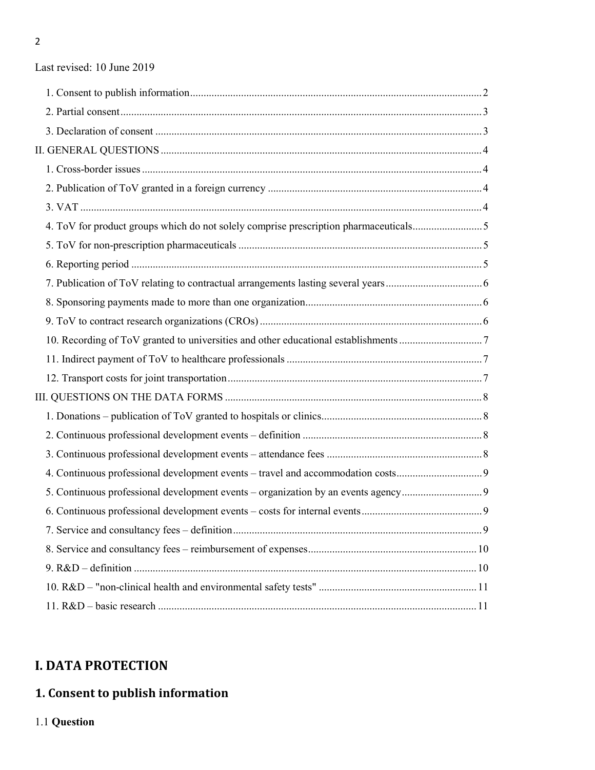Last revised: 10 June 2019

1. Consent to publish information ........ 2
2. Partial consent ........ 3
3. Declaration of consent ........ 3

II. GENERAL QUESTIONS ........ 4

1. Cross-border issues ........ 4
2. Publication of ToV granted in a foreign currency ........ 4
3. VAT ........ 4
4. ToV for product groups which do not solely comprise prescription pharmaceuticals ........ 5
5. ToV for non-prescription pharmaceuticals ........ 5
6. Reporting period ........ 5
7. Publication of ToV relating to contractual arrangements lasting several years ........ 6
8. Sponsoring payments made to more than one organization ........ 6
9. ToV to contract research organizations (CROs) ........ 6
10. Recording of ToV granted to universities and other educational establishments ........ 7
11. Indirect payment of ToV to healthcare professionals ........ 7
12. Transport costs for joint transportation ........ 7

III. QUESTIONS ON THE DATA FORMS ........ 8

1. Donations – publication of ToV granted to hospitals or clinics ........ 8
2. Continuous professional development events – definition ........ 8
3. Continuous professional development events – attendance fees ........ 8
4. Continuous professional development events – travel and accommodation costs ........ 9
5. Continuous professional development events – organization by an events agency ........ 9
6. Continuous professional development events – costs for internal events ........ 9
7. Service and consultancy fees – definition ........ 9
8. Service and consultancy fees – reimbursement of expenses ........ 10
9. R&D – definition ........ 10
10. R&D – "non-clinical health and environmental safety tests" ........ 11
11. R&D – basic research ........ 11

# I. DATA PROTECTION

## 1. Consent to publish information

1.1 **Question**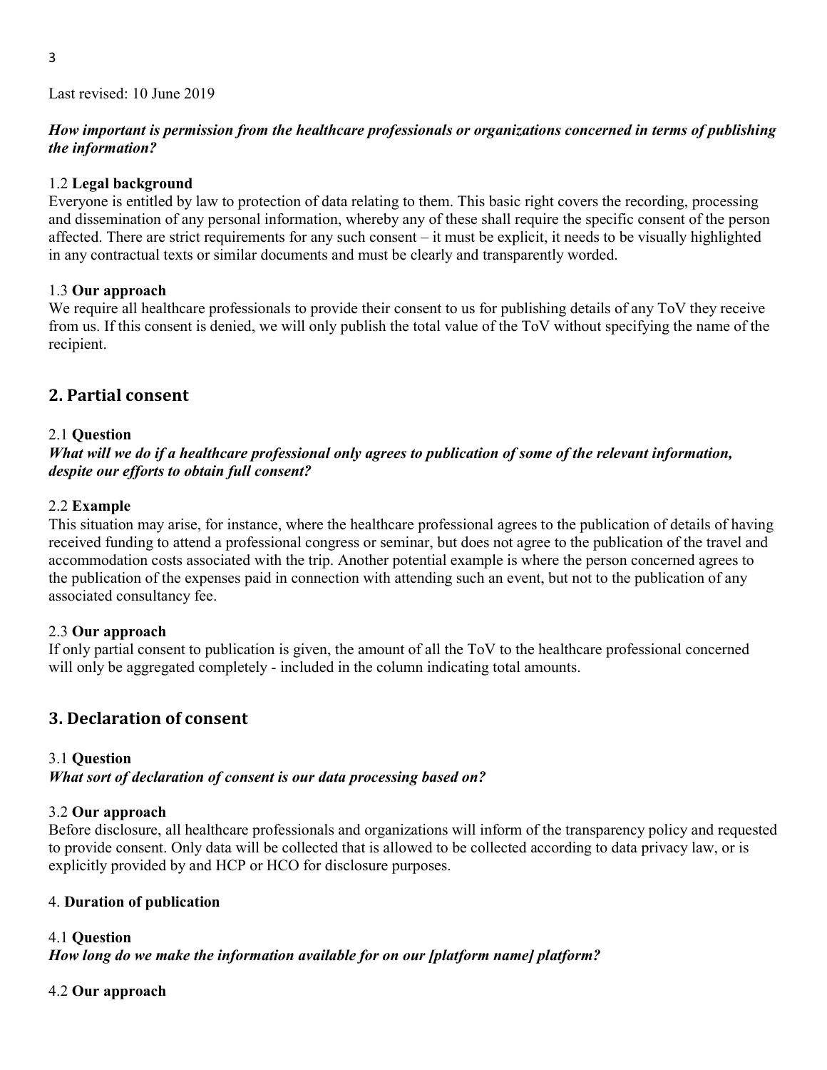Last revised: 10 June 2019

***How important is permission from the healthcare professionals or organizations concerned in terms of publishing the information?***

1.2 **Legal background**

Everyone is entitled by law to protection of data relating to them. This basic right covers the recording, processing and dissemination of any personal information, whereby any of these shall require the specific consent of the person affected. There are strict requirements for any such consent – it must be explicit, it needs to be visually highlighted in any contractual texts or similar documents and must be clearly and transparently worded.

1.3 **Our approach**

We require all healthcare professionals to provide their consent to us for publishing details of any ToV they receive from us. If this consent is denied, we will only publish the total value of the ToV without specifying the name of the recipient.

## 2. Partial consent

2.1 **Question**

***What will we do if a healthcare professional only agrees to publication of some of the relevant information, despite our efforts to obtain full consent?***

2.2 **Example**

This situation may arise, for instance, where the healthcare professional agrees to the publication of details of having received funding to attend a professional congress or seminar, but does not agree to the publication of the travel and accommodation costs associated with the trip. Another potential example is where the person concerned agrees to the publication of the expenses paid in connection with attending such an event, but not to the publication of any associated consultancy fee.

2.3 **Our approach**

If only partial consent to publication is given, the amount of all the ToV to the healthcare professional concerned will only be aggregated completely - included in the column indicating total amounts.

## 3. Declaration of consent

3.1 **Question**

***What sort of declaration of consent is our data processing based on?***

3.2 **Our approach**

Before disclosure, all healthcare professionals and organizations will inform of the transparency policy and requested to provide consent. Only data will be collected that is allowed to be collected according to data privacy law, or is explicitly provided by and HCP or HCO for disclosure purposes.

4. **Duration of publication**

4.1 **Question**

***How long do we make the information available for on our [platform name] platform?***

4.2 **Our approach**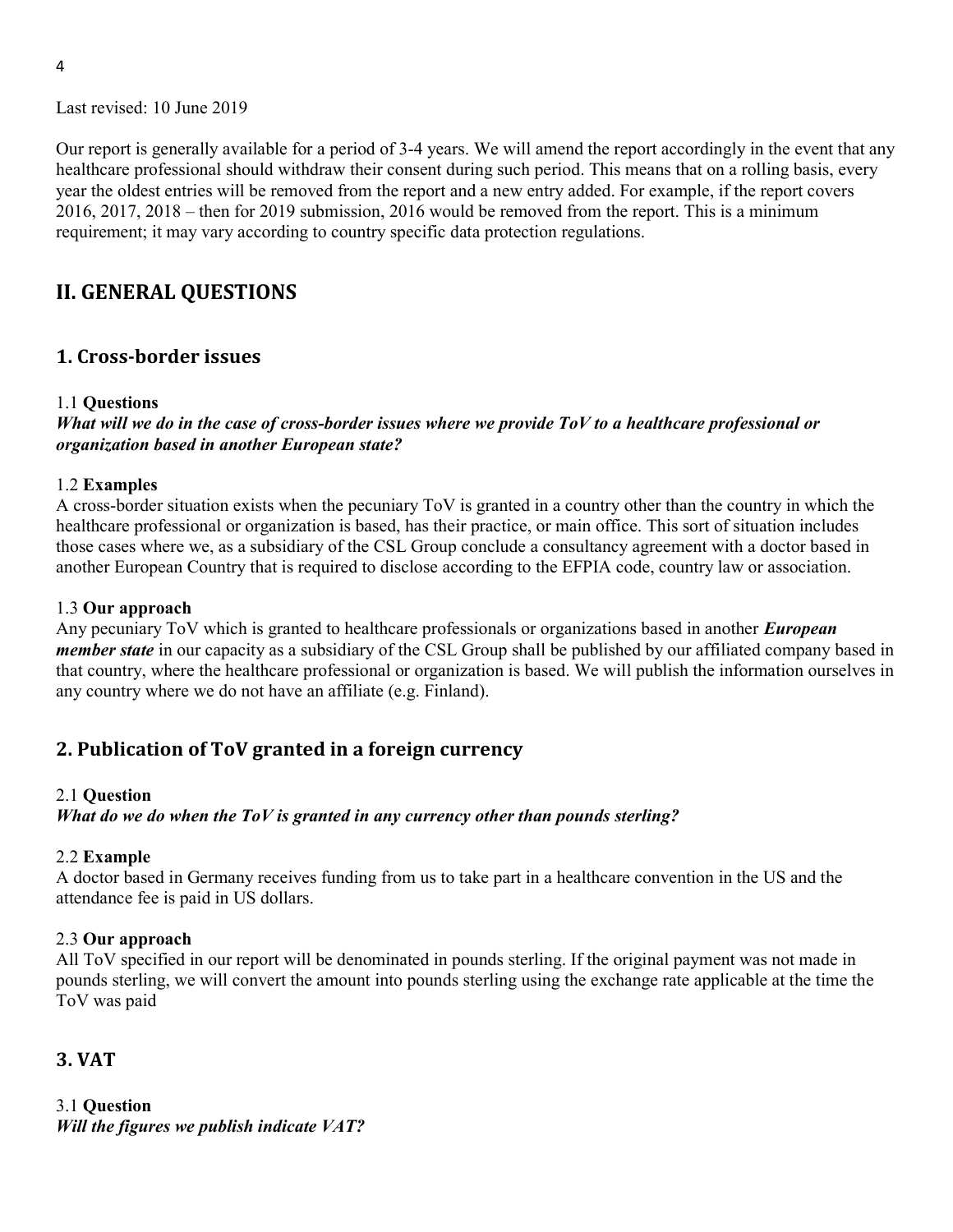Last revised: 10 June 2019

Our report is generally available for a period of 3-4 years. We will amend the report accordingly in the event that any healthcare professional should withdraw their consent during such period. This means that on a rolling basis, every year the oldest entries will be removed from the report and a new entry added. For example, if the report covers 2016, 2017, 2018 – then for 2019 submission, 2016 would be removed from the report. This is a minimum requirement; it may vary according to country specific data protection regulations.

## II. GENERAL QUESTIONS

### 1. Cross-border issues

1.1 **Questions**
***What will we do in the case of cross-border issues where we provide ToV to a healthcare professional or organization based in another European state?***

1.2 **Examples**
A cross-border situation exists when the pecuniary ToV is granted in a country other than the country in which the healthcare professional or organization is based, has their practice, or main office. This sort of situation includes those cases where we, as a subsidiary of the CSL Group conclude a consultancy agreement with a doctor based in another European Country that is required to disclose according to the EFPIA code, country law or association.

1.3 **Our approach**
Any pecuniary ToV which is granted to healthcare professionals or organizations based in another ***European member state*** in our capacity as a subsidiary of the CSL Group shall be published by our affiliated company based in that country, where the healthcare professional or organization is based. We will publish the information ourselves in any country where we do not have an affiliate (e.g. Finland).

### 2. Publication of ToV granted in a foreign currency

2.1 **Question**
***What do we do when the ToV is granted in any currency other than pounds sterling?***

2.2 **Example**
A doctor based in Germany receives funding from us to take part in a healthcare convention in the US and the attendance fee is paid in US dollars.

2.3 **Our approach**
All ToV specified in our report will be denominated in pounds sterling. If the original payment was not made in pounds sterling, we will convert the amount into pounds sterling using the exchange rate applicable at the time the ToV was paid

### 3. VAT

3.1 **Question**
***Will the figures we publish indicate VAT?***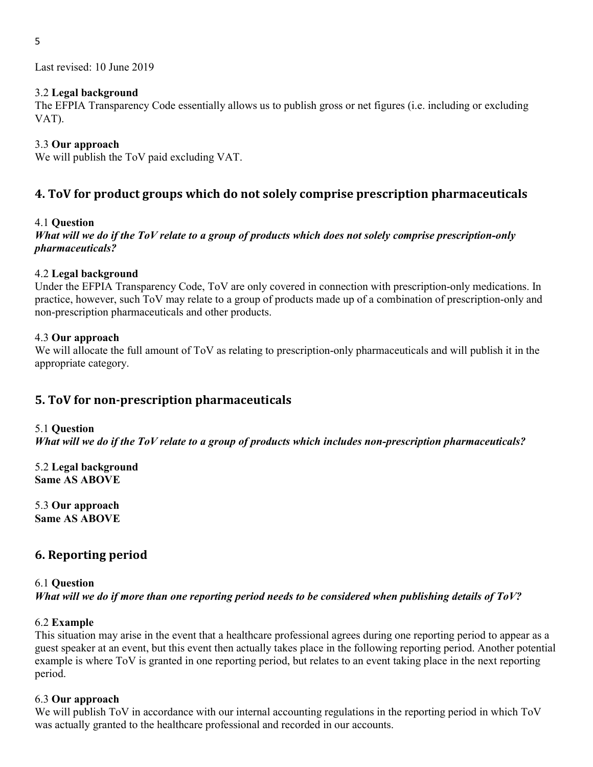Last revised: 10 June 2019

3.2 **Legal background**
The EFPIA Transparency Code essentially allows us to publish gross or net figures (i.e. including or excluding VAT).

3.3 **Our approach**
We will publish the ToV paid excluding VAT.

## 4. ToV for product groups which do not solely comprise prescription pharmaceuticals

4.1 **Question**
***What will we do if the ToV relate to a group of products which does not solely comprise prescription-only pharmaceuticals?***

4.2 **Legal background**
Under the EFPIA Transparency Code, ToV are only covered in connection with prescription-only medications. In practice, however, such ToV may relate to a group of products made up of a combination of prescription-only and non-prescription pharmaceuticals and other products.

4.3 **Our approach**
We will allocate the full amount of ToV as relating to prescription-only pharmaceuticals and will publish it in the appropriate category.

## 5. ToV for non-prescription pharmaceuticals

5.1 **Question**
***What will we do if the ToV relate to a group of products which includes non-prescription pharmaceuticals?***

5.2 **Legal background**
**Same AS ABOVE**

5.3 **Our approach**
**Same AS ABOVE**

## 6. Reporting period

6.1 **Question**
***What will we do if more than one reporting period needs to be considered when publishing details of ToV?***

6.2 **Example**
This situation may arise in the event that a healthcare professional agrees during one reporting period to appear as a guest speaker at an event, but this event then actually takes place in the following reporting period. Another potential example is where ToV is granted in one reporting period, but relates to an event taking place in the next reporting period.

6.3 **Our approach**
We will publish ToV in accordance with our internal accounting regulations in the reporting period in which ToV was actually granted to the healthcare professional and recorded in our accounts.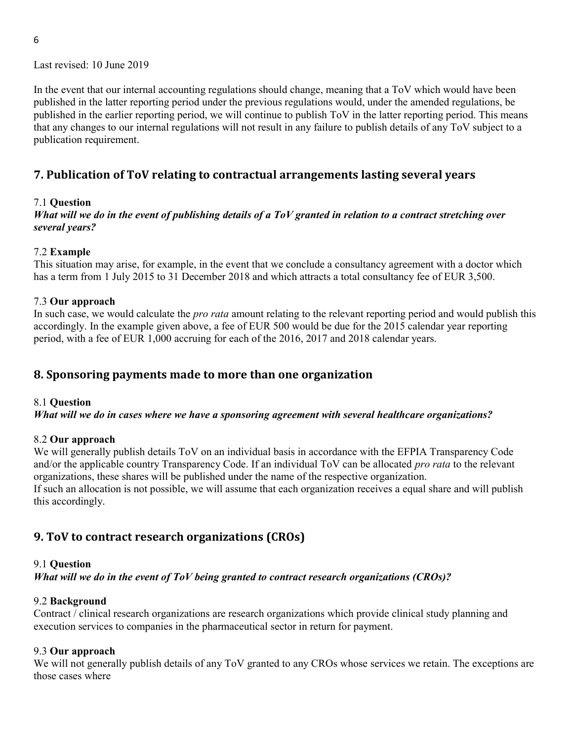Last revised: 10 June 2019

In the event that our internal accounting regulations should change, meaning that a ToV which would have been published in the latter reporting period under the previous regulations would, under the amended regulations, be published in the earlier reporting period, we will continue to publish ToV in the latter reporting period. This means that any changes to our internal regulations will not result in any failure to publish details of any ToV subject to a publication requirement.

## 7. Publication of ToV relating to contractual arrangements lasting several years

7.1 **Question**

***What will we do in the event of publishing details of a ToV granted in relation to a contract stretching over several years?***

7.2 **Example**

This situation may arise, for example, in the event that we conclude a consultancy agreement with a doctor which has a term from 1 July 2015 to 31 December 2018 and which attracts a total consultancy fee of EUR 3,500.

7.3 **Our approach**

In such case, we would calculate the *pro rata* amount relating to the relevant reporting period and would publish this accordingly. In the example given above, a fee of EUR 500 would be due for the 2015 calendar year reporting period, with a fee of EUR 1,000 accruing for each of the 2016, 2017 and 2018 calendar years.

## 8. Sponsoring payments made to more than one organization

8.1 **Question**

***What will we do in cases where we have a sponsoring agreement with several healthcare organizations?***

8.2 **Our approach**

We will generally publish details ToV on an individual basis in accordance with the EFPIA Transparency Code and/or the applicable country Transparency Code. If an individual ToV can be allocated *pro rata* to the relevant organizations, these shares will be published under the name of the respective organization.
If such an allocation is not possible, we will assume that each organization receives a equal share and will publish this accordingly.

## 9. ToV to contract research organizations (CROs)

9.1 **Question**

***What will we do in the event of ToV being granted to contract research organizations (CROs)?***

9.2 **Background**

Contract / clinical research organizations are research organizations which provide clinical study planning and execution services to companies in the pharmaceutical sector in return for payment.

9.3 **Our approach**

We will not generally publish details of any ToV granted to any CROs whose services we retain. The exceptions are those cases where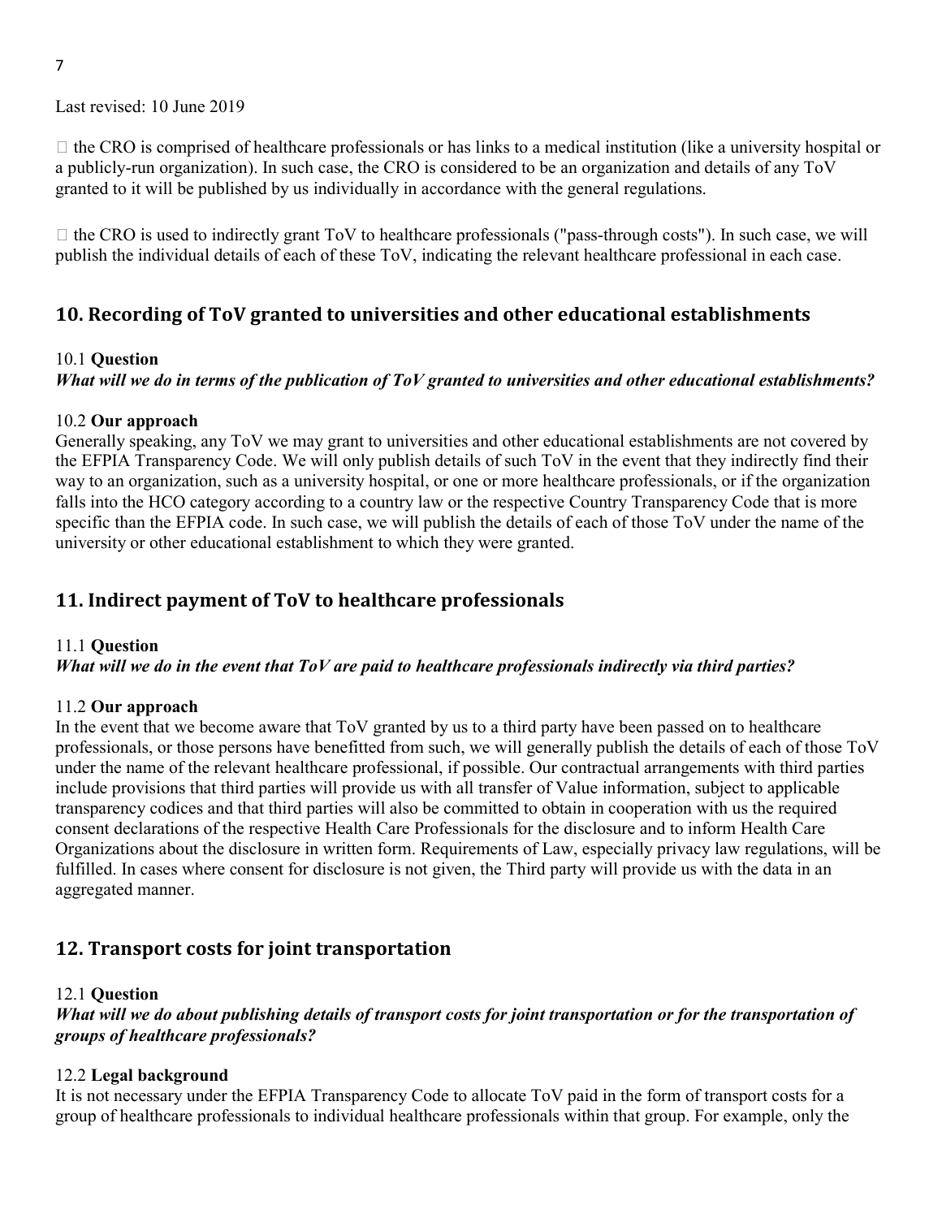Last revised: 10 June 2019

- the CRO is comprised of healthcare professionals or has links to a medical institution (like a university hospital or a publicly-run organization). In such case, the CRO is considered to be an organization and details of any ToV granted to it will be published by us individually in accordance with the general regulations.

- the CRO is used to indirectly grant ToV to healthcare professionals ("pass-through costs"). In such case, we will publish the individual details of each of these ToV, indicating the relevant healthcare professional in each case.

## 10. Recording of ToV granted to universities and other educational establishments

10.1 **Question**
***What will we do in terms of the publication of ToV granted to universities and other educational establishments?***

10.2 **Our approach**
Generally speaking, any ToV we may grant to universities and other educational establishments are not covered by the EFPIA Transparency Code. We will only publish details of such ToV in the event that they indirectly find their way to an organization, such as a university hospital, or one or more healthcare professionals, or if the organization falls into the HCO category according to a country law or the respective Country Transparency Code that is more specific than the EFPIA code. In such case, we will publish the details of each of those ToV under the name of the university or other educational establishment to which they were granted.

## 11. Indirect payment of ToV to healthcare professionals

11.1 **Question**
***What will we do in the event that ToV are paid to healthcare professionals indirectly via third parties?***

11.2 **Our approach**
In the event that we become aware that ToV granted by us to a third party have been passed on to healthcare professionals, or those persons have benefitted from such, we will generally publish the details of each of those ToV under the name of the relevant healthcare professional, if possible. Our contractual arrangements with third parties include provisions that third parties will provide us with all transfer of Value information, subject to applicable transparency codices and that third parties will also be committed to obtain in cooperation with us the required consent declarations of the respective Health Care Professionals for the disclosure and to inform Health Care Organizations about the disclosure in written form. Requirements of Law, especially privacy law regulations, will be fulfilled. In cases where consent for disclosure is not given, the Third party will provide us with the data in an aggregated manner.

## 12. Transport costs for joint transportation

12.1 **Question**
***What will we do about publishing details of transport costs for joint transportation or for the transportation of groups of healthcare professionals?***

12.2 **Legal background**
It is not necessary under the EFPIA Transparency Code to allocate ToV paid in the form of transport costs for a group of healthcare professionals to individual healthcare professionals within that group. For example, only the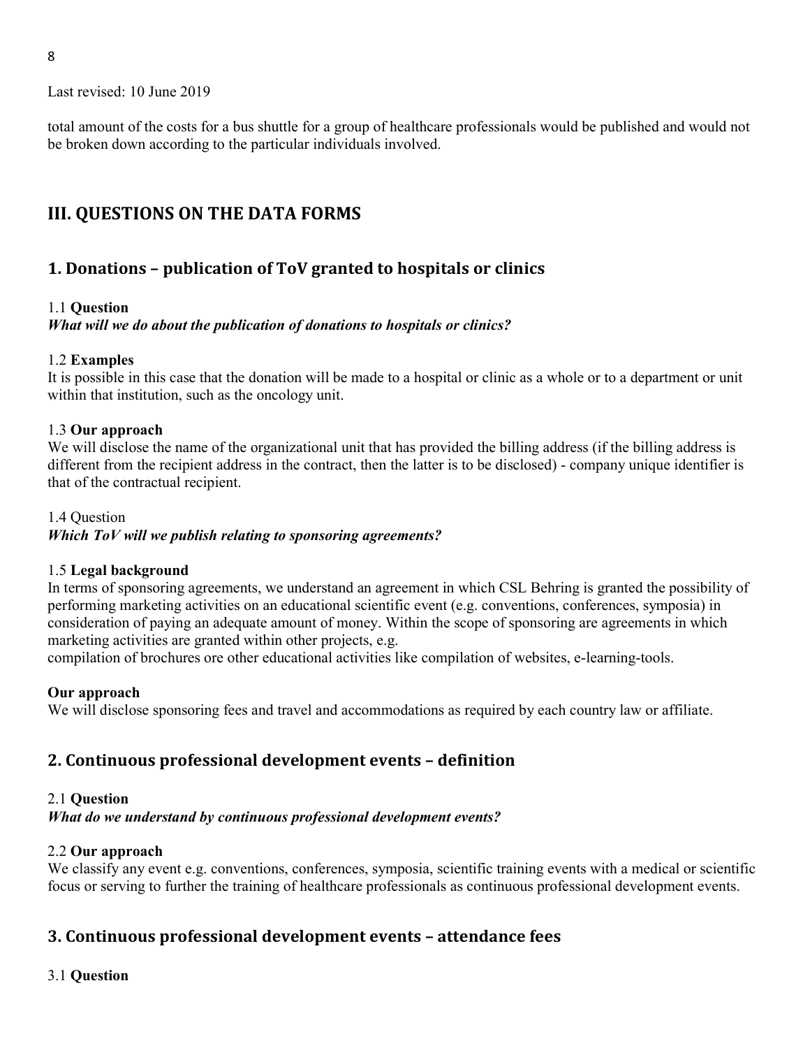total amount of the costs for a bus shuttle for a group of healthcare professionals would be published and would not be broken down according to the particular individuals involved.

## III. QUESTIONS ON THE DATA FORMS

### 1. Donations – publication of ToV granted to hospitals or clinics

1.1 **Question**
***What will we do about the publication of donations to hospitals or clinics?***

1.2 **Examples**
It is possible in this case that the donation will be made to a hospital or clinic as a whole or to a department or unit within that institution, such as the oncology unit.

1.3 **Our approach**
We will disclose the name of the organizational unit that has provided the billing address (if the billing address is different from the recipient address in the contract, then the latter is to be disclosed) - company unique identifier is that of the contractual recipient.

1.4 Question
***Which ToV will we publish relating to sponsoring agreements?***

1.5 **Legal background**
In terms of sponsoring agreements, we understand an agreement in which CSL Behring is granted the possibility of performing marketing activities on an educational scientific event (e.g. conventions, conferences, symposia) in consideration of paying an adequate amount of money. Within the scope of sponsoring are agreements in which marketing activities are granted within other projects, e.g.
compilation of brochures ore other educational activities like compilation of websites, e-learning-tools.

**Our approach**
We will disclose sponsoring fees and travel and accommodations as required by each country law or affiliate.

### 2. Continuous professional development events – definition

2.1 **Question**
***What do we understand by continuous professional development events?***

2.2 **Our approach**
We classify any event e.g. conventions, conferences, symposia, scientific training events with a medical or scientific focus or serving to further the training of healthcare professionals as continuous professional development events.

### 3. Continuous professional development events – attendance fees

3.1 **Question**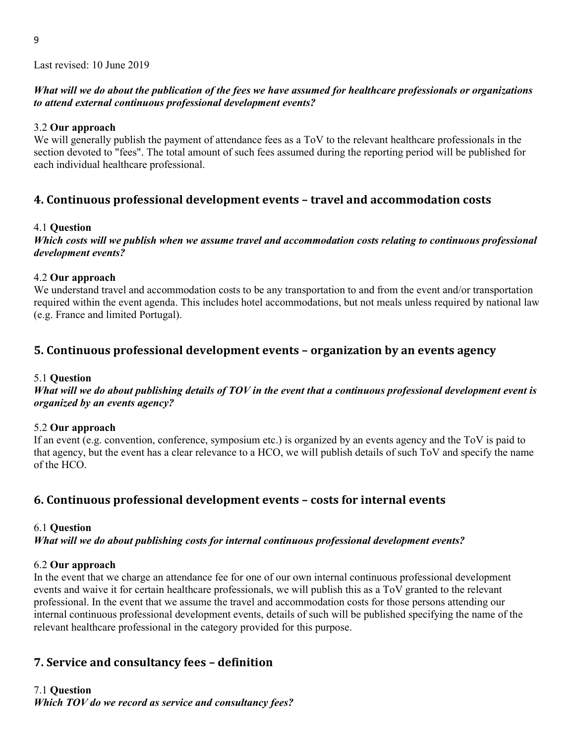Last revised: 10 June 2019

***What will we do about the publication of the fees we have assumed for healthcare professionals or organizations to attend external continuous professional development events?***

3.2 **Our approach**

We will generally publish the payment of attendance fees as a ToV to the relevant healthcare professionals in the section devoted to "fees". The total amount of such fees assumed during the reporting period will be published for each individual healthcare professional.

## 4. Continuous professional development events – travel and accommodation costs

4.1 **Question**

***Which costs will we publish when we assume travel and accommodation costs relating to continuous professional development events?***

4.2 **Our approach**

We understand travel and accommodation costs to be any transportation to and from the event and/or transportation required within the event agenda. This includes hotel accommodations, but not meals unless required by national law (e.g. France and limited Portugal).

## 5. Continuous professional development events – organization by an events agency

5.1 **Question**

***What will we do about publishing details of TOV in the event that a continuous professional development event is organized by an events agency?***

5.2 **Our approach**

If an event (e.g. convention, conference, symposium etc.) is organized by an events agency and the ToV is paid to that agency, but the event has a clear relevance to a HCO, we will publish details of such ToV and specify the name of the HCO.

## 6. Continuous professional development events – costs for internal events

6.1 **Question**

***What will we do about publishing costs for internal continuous professional development events?***

6.2 **Our approach**

In the event that we charge an attendance fee for one of our own internal continuous professional development events and waive it for certain healthcare professionals, we will publish this as a ToV granted to the relevant professional. In the event that we assume the travel and accommodation costs for those persons attending our internal continuous professional development events, details of such will be published specifying the name of the relevant healthcare professional in the category provided for this purpose.

## 7. Service and consultancy fees – definition

7.1 **Question**

***Which TOV do we record as service and consultancy fees?***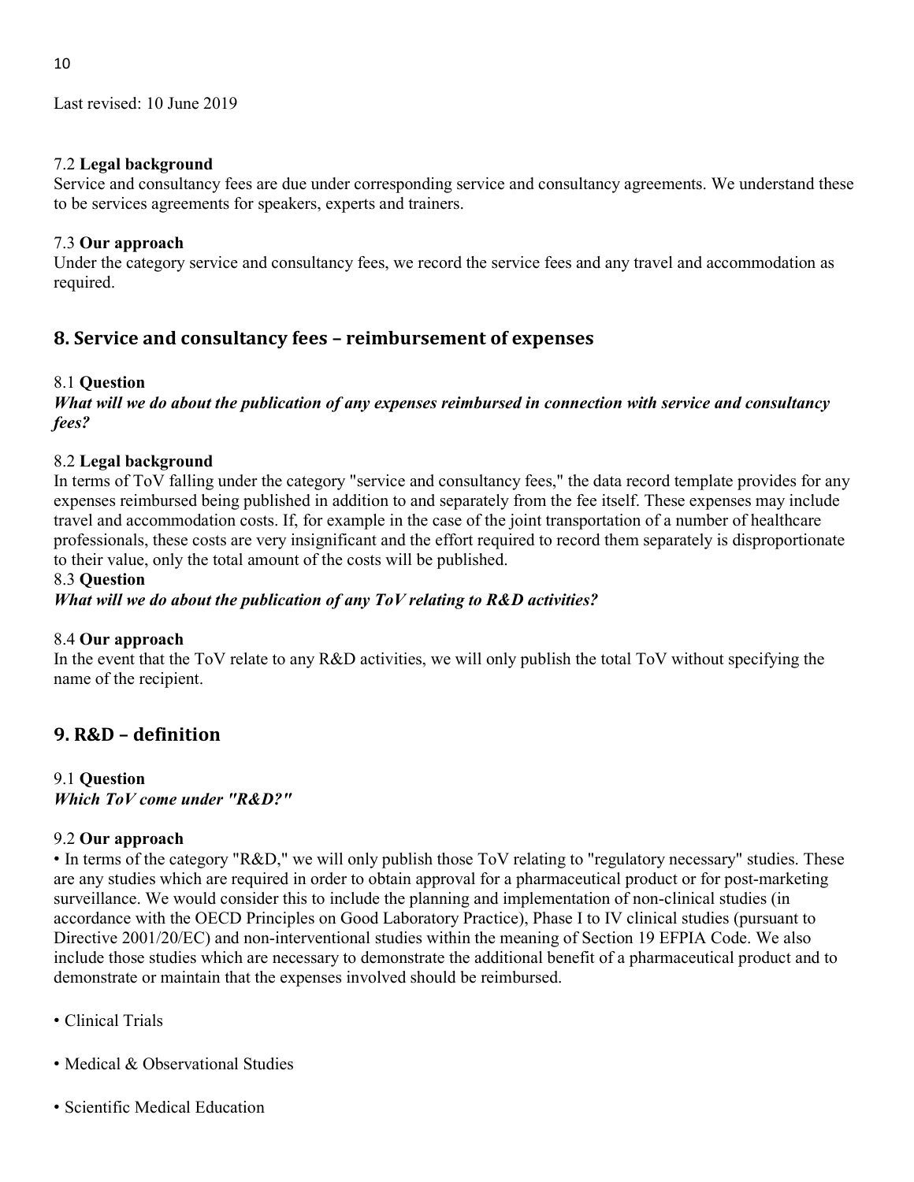Last revised: 10 June 2019

7.2 **Legal background**
Service and consultancy fees are due under corresponding service and consultancy agreements. We understand these to be services agreements for speakers, experts and trainers.

7.3 **Our approach**
Under the category service and consultancy fees, we record the service fees and any travel and accommodation as required.

## 8. Service and consultancy fees – reimbursement of expenses

8.1 **Question**
***What will we do about the publication of any expenses reimbursed in connection with service and consultancy fees?***

8.2 **Legal background**
In terms of ToV falling under the category "service and consultancy fees," the data record template provides for any expenses reimbursed being published in addition to and separately from the fee itself. These expenses may include travel and accommodation costs. If, for example in the case of the joint transportation of a number of healthcare professionals, these costs are very insignificant and the effort required to record them separately is disproportionate to their value, only the total amount of the costs will be published.

8.3 **Question**
***What will we do about the publication of any ToV relating to R&D activities?***

8.4 **Our approach**
In the event that the ToV relate to any R&D activities, we will only publish the total ToV without specifying the name of the recipient.

## 9. R&D – definition

9.1 **Question**
***Which ToV come under "R&D?"***

9.2 **Our approach**
• In terms of the category "R&D," we will only publish those ToV relating to "regulatory necessary" studies. These are any studies which are required in order to obtain approval for a pharmaceutical product or for post-marketing surveillance. We would consider this to include the planning and implementation of non-clinical studies (in accordance with the OECD Principles on Good Laboratory Practice), Phase I to IV clinical studies (pursuant to Directive 2001/20/EC) and non-interventional studies within the meaning of Section 19 EFPIA Code. We also include those studies which are necessary to demonstrate the additional benefit of a pharmaceutical product and to demonstrate or maintain that the expenses involved should be reimbursed.

• Clinical Trials

• Medical & Observational Studies

• Scientific Medical Education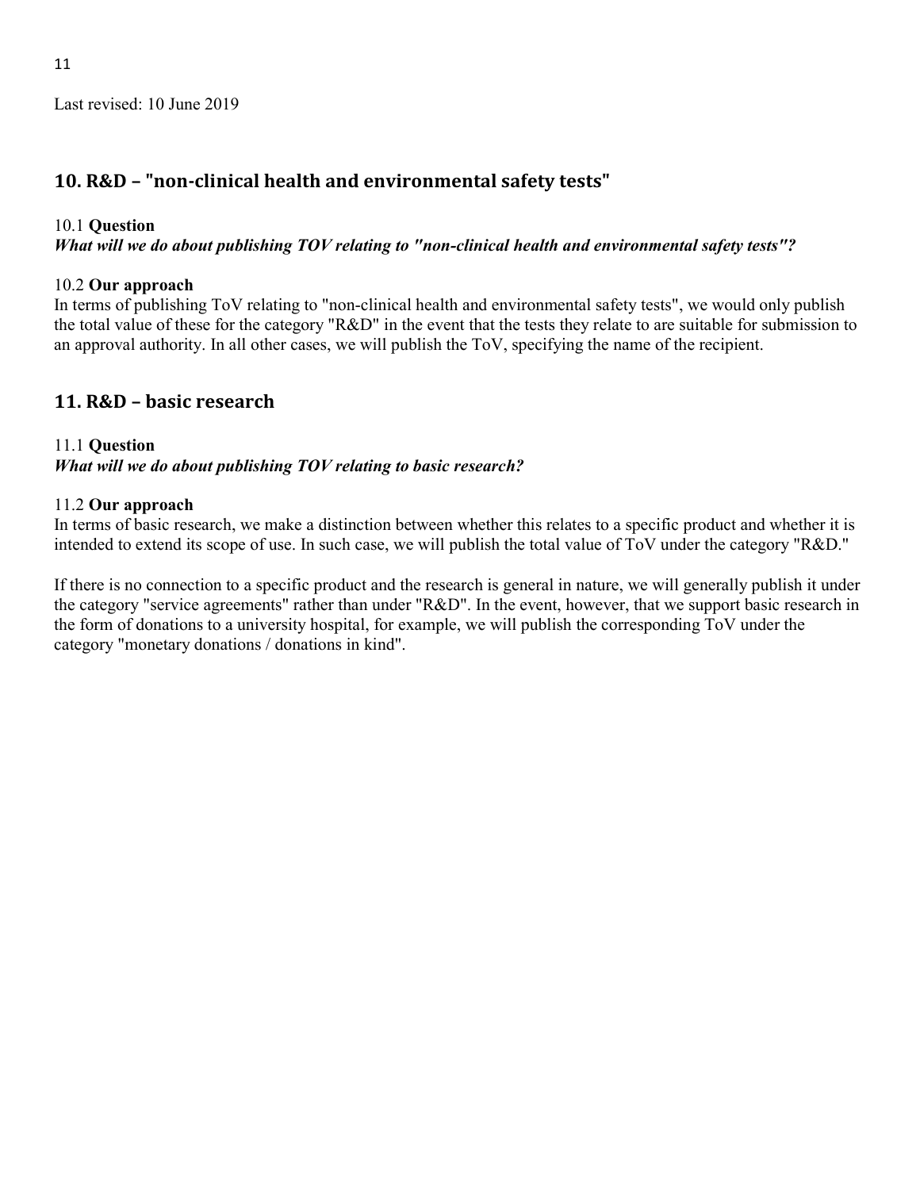Last revised: 10 June 2019

## 10. R&D – "non-clinical health and environmental safety tests"

10.1 **Question**
***What will we do about publishing TOV relating to "non-clinical health and environmental safety tests"?***

10.2 **Our approach**
In terms of publishing ToV relating to "non-clinical health and environmental safety tests", we would only publish the total value of these for the category "R&D" in the event that the tests they relate to are suitable for submission to an approval authority. In all other cases, we will publish the ToV, specifying the name of the recipient.

## 11. R&D – basic research

11.1 **Question**
***What will we do about publishing TOV relating to basic research?***

11.2 **Our approach**
In terms of basic research, we make a distinction between whether this relates to a specific product and whether it is intended to extend its scope of use. In such case, we will publish the total value of ToV under the category "R&D."

If there is no connection to a specific product and the research is general in nature, we will generally publish it under the category "service agreements" rather than under "R&D". In the event, however, that we support basic research in the form of donations to a university hospital, for example, we will publish the corresponding ToV under the category "monetary donations / donations in kind".